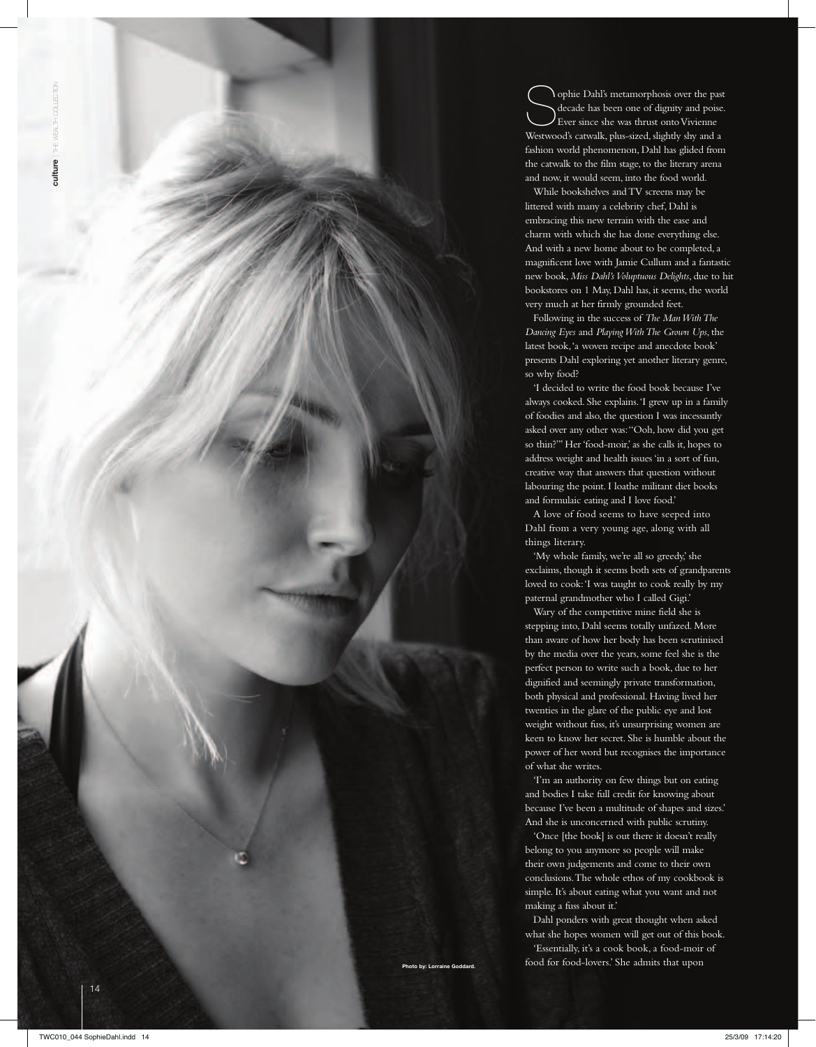Sophie Dahl's metamorphosis over the past decade has been one of dignity and poise. Ever since she was thrust onto Vivienne Westwood's catwalk, plus-sized, slightly shy and a fashion world phenomenon, Dahl has glided from the catwalk to the film stage, to the literary arena and now, it would seem, into the food world.

While bookshelves and TV screens may be littered with many a celebrity chef, Dahl is embracing this new terrain with the ease and charm with which she has done everything else. And with a new home about to be completed, a magnificent love with Jamie Cullum and a fantastic new book, *Miss Dahl's Voluptuous Delights*, due to hit bookstores on 1 May, Dahl has, it seems, the world very much at her firmly grounded feet.

Following in the success of *The Man With The Dancing Eyes* and *Playing With The Grown Ups*, the latest book, 'a woven recipe and anecdote book' presents Dahl exploring yet another literary genre, so why food?

'I decided to write the food book because I've always cooked. She explains. 'I grew up in a family of foodies and also, the question I was incessantly asked over any other was: "Ooh, how did you get so thin?"' Her 'food-moir,' as she calls it, hopes to address weight and health issues 'in a sort of fun, creative way that answers that question without labouring the point. I loathe militant diet books and formulaic eating and I love food.'

A love of food seems to have seeped into Dahl from a very young age, along with all things literary.

'My whole family, we're all so greedy,' she exclaims, though it seems both sets of grandparents loved to cook: 'I was taught to cook really by my paternal grandmother who I called Gigi.'

Wary of the competitive mine field she is stepping into, Dahl seems totally unfazed. More than aware of how her body has been scrutinised by the media over the years, some feel she is the perfect person to write such a book, due to her dignified and seemingly private transformation, both physical and professional. Having lived her twenties in the glare of the public eye and lost weight without fuss, it's unsurprising women are keen to know her secret. She is humble about the power of her word but recognises the importance of what she writes.

'I'm an authority on few things but on eating and bodies I take full credit for knowing about because I've been a multitude of shapes and sizes.' And she is unconcerned with public scrutiny.

'Once [the book] is out there it doesn't really belong to you anymore so people will make their own judgements and come to their own conclusions. The whole ethos of my cookbook is simple. It's about eating what you want and not making a fuss about it.'

Dahl ponders with great thought when asked what she hopes women will get out of this book.

'Essentially, it's a cook book, a food-moir of food for food-lovers.' She admits that upon

Photo by: Lorraine Goddard.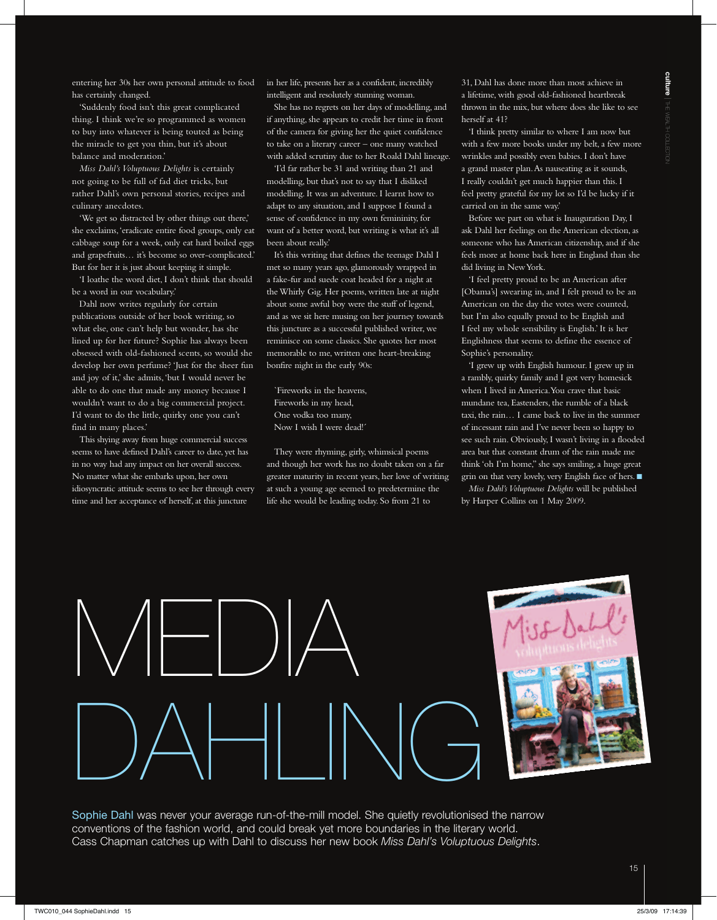entering her 30s her own personal attitude to food has certainly changed.

'Suddenly food isn't this great complicated thing. I think we're so programmed as women to buy into whatever is being touted as being the miracle to get you thin, but it's about balance and moderation.'

*Miss Dahl's Voluptuous Delights* is certainly not going to be full of fad diet tricks, but rather Dahl's own personal stories, recipes and culinary anecdotes.

'We get so distracted by other things out there,' she exclaims, 'eradicate entire food groups, only eat cabbage soup for a week, only eat hard boiled eggs and grapefruits… it's become so over-complicated.' But for her it is just about keeping it simple.

'I loathe the word diet, I don't think that should be a word in our vocabulary.'

Dahl now writes regularly for certain publications outside of her book writing, so what else, one can't help but wonder, has she lined up for her future? Sophie has always been obsessed with old-fashioned scents, so would she develop her own perfume? 'Just for the sheer fun and joy of it,' she admits, 'but I would never be able to do one that made any money because I wouldn't want to do a big commercial project. I'd want to do the little, quirky one you can't find in many places.'

This shying away from huge commercial success seems to have defined Dahl's career to date, yet has in no way had any impact on her overall success. No matter what she embarks upon, her own idiosyncratic attitude seems to see her through every time and her acceptance of herself, at this juncture in her life, presents her as a confident, incredibly intelligent and resolutely stunning woman.

She has no regrets on her days of modelling, and if anything, she appears to credit her time in front of the camera for giving her the quiet confidence to take on a literary career – one many watched with added scrutiny due to her Roald Dahl lineage.

'I'd far rather be 31 and writing than 21 and modelling, but that's not to say that I disliked modelling. It was an adventure. I learnt how to adapt to any situation, and I suppose I found a sense of confidence in my own femininity, for want of a better word, but writing is what it's all been about really.'

It's this writing that defines the teenage Dahl I met so many years ago, glamorously wrapped in a fake-fur and suede coat headed for a night at the Whirly Gig. Her poems, written late at night about some awful boy were the stuff of legend, and as we sit here musing on her journey towards this juncture as a successful published writer, we reminisce on some classics. She quotes her most memorable to me, written one heart-breaking bonfire night in the early 90s:

> 'Fireworks in the heavens,
> Fireworks in my head,
> One vodka too many,
> Now I wish I were dead!'

They were rhyming, girly, whimsical poems and though her work has no doubt taken on a far greater maturity in recent years, her love of writing at such a young age seemed to predetermine the life she would be leading today. So from 21 to 31, Dahl has done more than most achieve in a lifetime, with good old-fashioned heartbreak thrown in the mix, but where does she like to see herself at 41?

'I think pretty similar to where I am now but with a few more books under my belt, a few more wrinkles and possibly even babies. I don't have a grand master plan. As nauseating as it sounds, I really couldn't get much happier than this. I feel pretty grateful for my lot so I'd be lucky if it carried on in the same way.'

Before we part on what is Inauguration Day, I ask Dahl her feelings on the American election, as someone who has American citizenship, and if she feels more at home back here in England than she did living in New York.

'I feel pretty proud to be an American after [Obama's] swearing in, and I felt proud to be an American on the day the votes were counted, but I'm also equally proud to be English and I feel my whole sensibility is English.' It is her Englishness that seems to define the essence of Sophie's personality.

'I grew up with English humour. I grew up in a rambly, quirky family and I got very homesick when I lived in America. You crave that basic mundane tea, Eastenders, the rumble of a black taxi, the rain… I came back to live in the summer of incessant rain and I've never been so happy to see such rain. Obviously, I wasn't living in a flooded area but that constant drum of the rain made me think 'oh I'm home," she says smiling, a huge great grin on that very lovely, very English face of hers. ■

*Miss Dahl's Voluptuous Delights* will be published by Harper Collins on 1 May 2009.

# MEDIA DAHLING

Sophie Dahl was never your average run-of-the-mill model. She quietly revolutionised the narrow conventions of the fashion world, and could break yet more boundaries in the literary world. Cass Chapman catches up with Dahl to discuss her new book *Miss Dahl's Voluptuous Delights*.